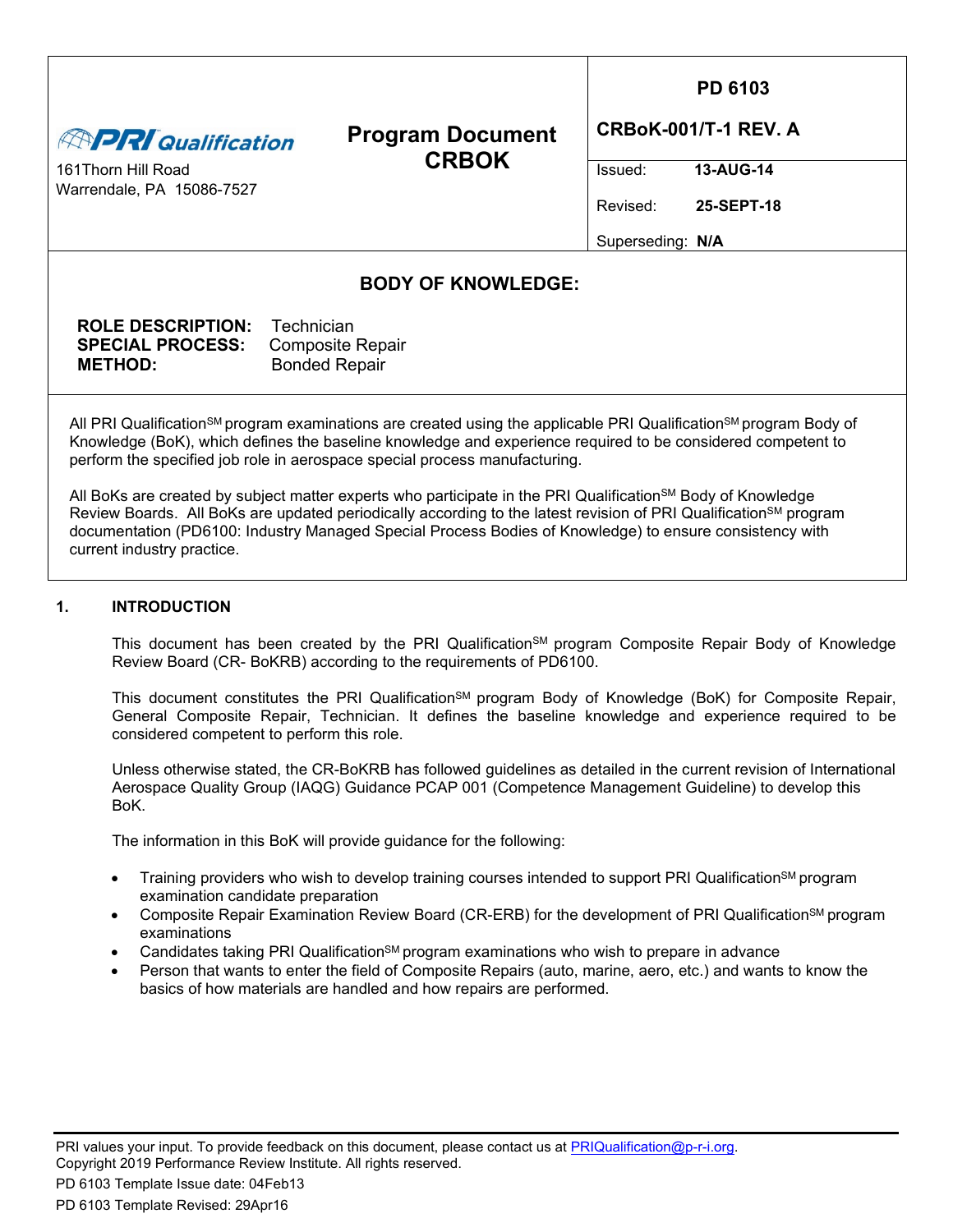| PRI Qualification<br>161Thorn Hill Road<br>Warrendale, PA 15086-7527 | **Program Document CRBOK** | **PD 6103**<br>**CRBoK-001/T-1 REV. A** |
| --- | --- | --- |
| | | Issued: **13-AUG-14** |
| | | Revised: **25-SEPT-18** |
| | | Superseding: **N/A** |

## BODY OF KNOWLEDGE:

**ROLE DESCRIPTION:** Technician
**SPECIAL PROCESS:** Composite Repair
**METHOD:** Bonded Repair

All PRI Qualification[SM] program examinations are created using the applicable PRI Qualification[SM] program Body of Knowledge (BoK), which defines the baseline knowledge and experience required to be considered competent to perform the specified job role in aerospace special process manufacturing.

All BoKs are created by subject matter experts who participate in the PRI Qualification[SM] Body of Knowledge Review Boards. All BoKs are updated periodically according to the latest revision of PRI Qualification[SM] program documentation (PD6100: Industry Managed Special Process Bodies of Knowledge) to ensure consistency with current industry practice.

## 1. INTRODUCTION

This document has been created by the PRI Qualification[SM] program Composite Repair Body of Knowledge Review Board (CR- BoKRB) according to the requirements of PD6100.

This document constitutes the PRI Qualification[SM] program Body of Knowledge (BoK) for Composite Repair, General Composite Repair, Technician. It defines the baseline knowledge and experience required to be considered competent to perform this role.

Unless otherwise stated, the CR-BoKRB has followed guidelines as detailed in the current revision of International Aerospace Quality Group (IAQG) Guidance PCAP 001 (Competence Management Guideline) to develop this BoK.

The information in this BoK will provide guidance for the following:

- Training providers who wish to develop training courses intended to support PRI Qualification[SM] program examination candidate preparation
- Composite Repair Examination Review Board (CR-ERB) for the development of PRI Qualification[SM] program examinations
- Candidates taking PRI Qualification[SM] program examinations who wish to prepare in advance
- Person that wants to enter the field of Composite Repairs (auto, marine, aero, etc.) and wants to know the basics of how materials are handled and how repairs are performed.

PRI values your input. To provide feedback on this document, please contact us at PRIQualification@p-r-i.org.
Copyright 2019 Performance Review Institute. All rights reserved.
PD 6103 Template Issue date: 04Feb13
PD 6103 Template Revised: 29Apr16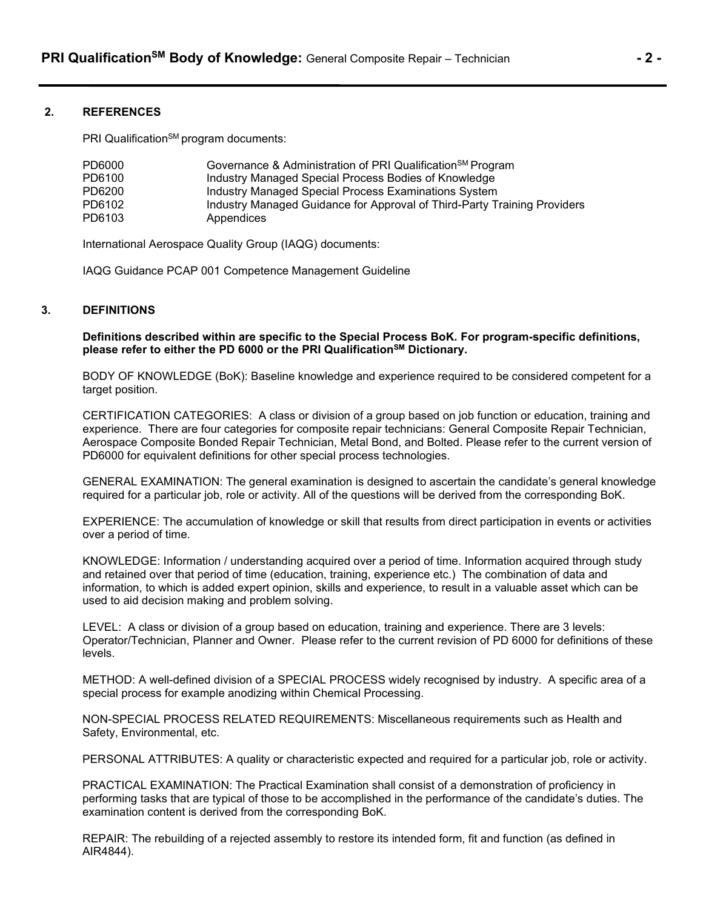## 2. REFERENCES

PRI Qualification[SM] program documents:

| | |
|---|---|
| PD6000 | Governance & Administration of PRI Qualification[SM] Program |
| PD6100 | Industry Managed Special Process Bodies of Knowledge |
| PD6200 | Industry Managed Special Process Examinations System |
| PD6102 | Industry Managed Guidance for Approval of Third-Party Training Providers |
| PD6103 | Appendices |

International Aerospace Quality Group (IAQG) documents:

IAQG Guidance PCAP 001 Competence Management Guideline

## 3. DEFINITIONS

**Definitions described within are specific to the Special Process BoK. For program-specific definitions, please refer to either the PD 6000 or the PRI Qualification[SM] Dictionary.**

BODY OF KNOWLEDGE (BoK): Baseline knowledge and experience required to be considered competent for a target position.

CERTIFICATION CATEGORIES: A class or division of a group based on job function or education, training and experience. There are four categories for composite repair technicians: General Composite Repair Technician, Aerospace Composite Bonded Repair Technician, Metal Bond, and Bolted. Please refer to the current version of PD6000 for equivalent definitions for other special process technologies.

GENERAL EXAMINATION: The general examination is designed to ascertain the candidate's general knowledge required for a particular job, role or activity. All of the questions will be derived from the corresponding BoK.

EXPERIENCE: The accumulation of knowledge or skill that results from direct participation in events or activities over a period of time.

KNOWLEDGE: Information / understanding acquired over a period of time. Information acquired through study and retained over that period of time (education, training, experience etc.) The combination of data and information, to which is added expert opinion, skills and experience, to result in a valuable asset which can be used to aid decision making and problem solving.

LEVEL: A class or division of a group based on education, training and experience. There are 3 levels: Operator/Technician, Planner and Owner. Please refer to the current revision of PD 6000 for definitions of these levels.

METHOD: A well-defined division of a SPECIAL PROCESS widely recognised by industry. A specific area of a special process for example anodizing within Chemical Processing.

NON-SPECIAL PROCESS RELATED REQUIREMENTS: Miscellaneous requirements such as Health and Safety, Environmental, etc.

PERSONAL ATTRIBUTES: A quality or characteristic expected and required for a particular job, role or activity.

PRACTICAL EXAMINATION: The Practical Examination shall consist of a demonstration of proficiency in performing tasks that are typical of those to be accomplished in the performance of the candidate's duties. The examination content is derived from the corresponding BoK.

REPAIR: The rebuilding of a rejected assembly to restore its intended form, fit and function (as defined in AIR4844).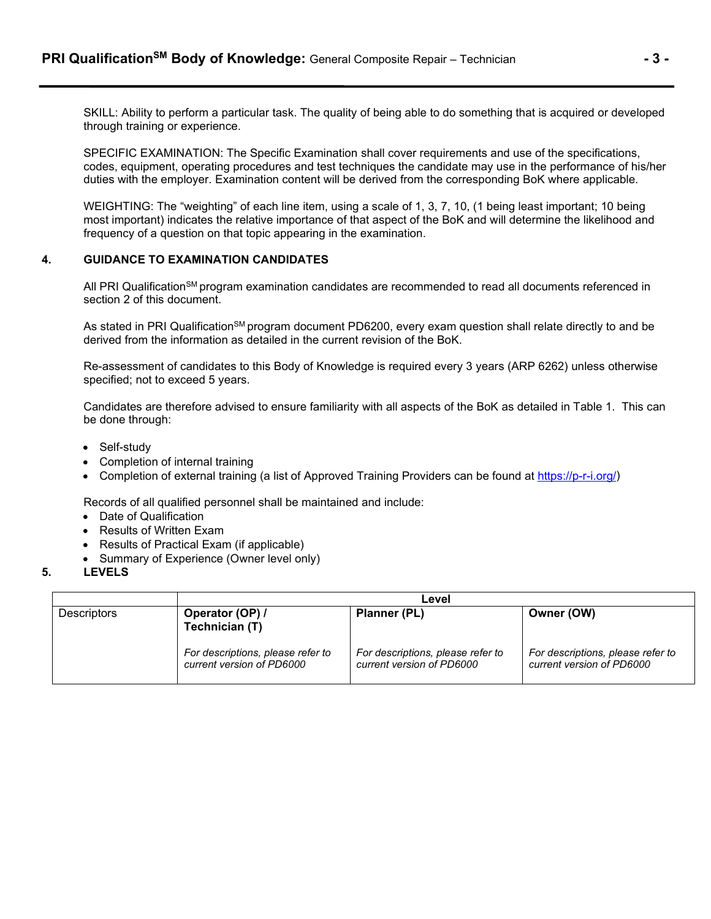SKILL: Ability to perform a particular task. The quality of being able to do something that is acquired or developed through training or experience.

SPECIFIC EXAMINATION: The Specific Examination shall cover requirements and use of the specifications, codes, equipment, operating procedures and test techniques the candidate may use in the performance of his/her duties with the employer. Examination content will be derived from the corresponding BoK where applicable.

WEIGHTING: The "weighting" of each line item, using a scale of 1, 3, 7, 10, (1 being least important; 10 being most important) indicates the relative importance of that aspect of the BoK and will determine the likelihood and frequency of a question on that topic appearing in the examination.

## 4. GUIDANCE TO EXAMINATION CANDIDATES

All PRI Qualification[SM] program examination candidates are recommended to read all documents referenced in section 2 of this document.

As stated in PRI Qualification[SM] program document PD6200, every exam question shall relate directly to and be derived from the information as detailed in the current revision of the BoK.

Re-assessment of candidates to this Body of Knowledge is required every 3 years (ARP 6262) unless otherwise specified; not to exceed 5 years.

Candidates are therefore advised to ensure familiarity with all aspects of the BoK as detailed in Table 1. This can be done through:

- Self-study
- Completion of internal training
- Completion of external training (a list of Approved Training Providers can be found at https://p-r-i.org/)

Records of all qualified personnel shall be maintained and include:

- Date of Qualification
- Results of Written Exam
- Results of Practical Exam (if applicable)
- Summary of Experience (Owner level only)

## 5. LEVELS

| | Level | | |
|---|---|---|---|
| Descriptors | **Operator (OP) / Technician (T)**<br><br>*For descriptions, please refer to current version of PD6000* | **Planner (PL)**<br><br>*For descriptions, please refer to current version of PD6000* | **Owner (OW)**<br><br>*For descriptions, please refer to current version of PD6000* |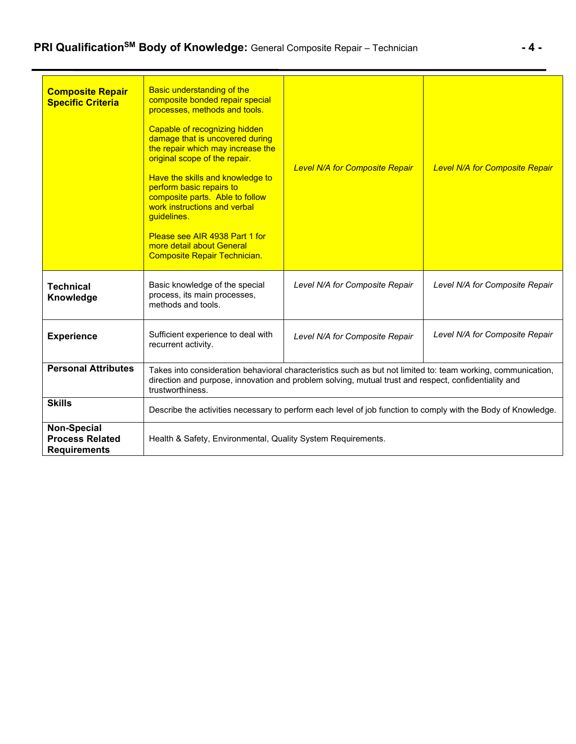| **Composite Repair Specific Criteria** | Basic understanding of the composite bonded repair special processes, methods and tools.<br><br>Capable of recognizing hidden damage that is uncovered during the repair which may increase the original scope of the repair.<br><br>Have the skills and knowledge to perform basic repairs to composite parts. Able to follow work instructions and verbal guidelines.<br><br>Please see AIR 4938 Part 1 for more detail about General Composite Repair Technician. | *Level N/A for Composite Repair* | *Level N/A for Composite Repair* |
|---|---|---|---|
| **Technical Knowledge** | Basic knowledge of the special process, its main processes, methods and tools. | *Level N/A for Composite Repair* | *Level N/A for Composite Repair* |
| **Experience** | Sufficient experience to deal with recurrent activity. | *Level N/A for Composite Repair* | *Level N/A for Composite Repair* |
| **Personal Attributes** | Takes into consideration behavioral characteristics such as but not limited to: team working, communication, direction and purpose, innovation and problem solving, mutual trust and respect, confidentiality and trustworthiness. | | |
| **Skills** | Describe the activities necessary to perform each level of job function to comply with the Body of Knowledge. | | |
| **Non-Special Process Related Requirements** | Health & Safety, Environmental, Quality System Requirements. | | |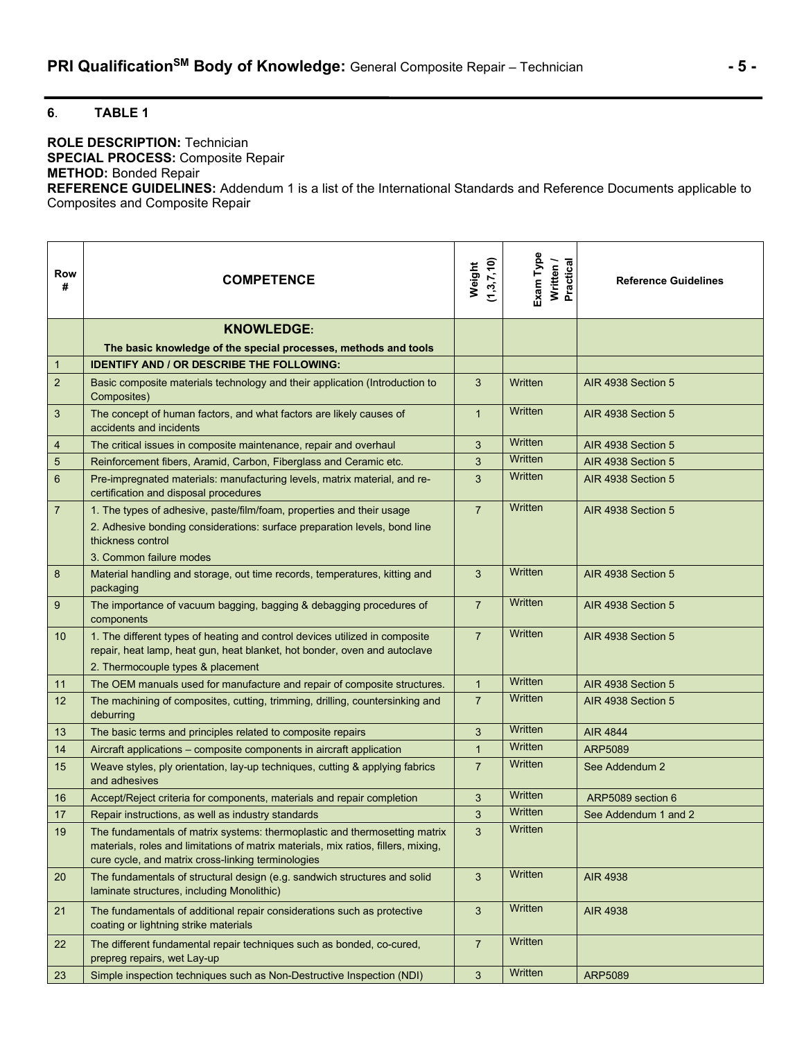**6**. **TABLE 1**

**ROLE DESCRIPTION:** Technician
**SPECIAL PROCESS:** Composite Repair
**METHOD:** Bonded Repair
**REFERENCE GUIDELINES:** Addendum 1 is a list of the International Standards and Reference Documents applicable to Composites and Composite Repair

| Row # | COMPETENCE | Weight (1,3,7,10) | Exam Type Written / Practical | Reference Guidelines |
|---|---|---|---|---|
| | **KNOWLEDGE:** **The basic knowledge of the special processes, methods and tools** | | | |
| 1 | **IDENTIFY AND / OR DESCRIBE THE FOLLOWING:** | | | |
| 2 | Basic composite materials technology and their application (Introduction to Composites) | 3 | Written | AIR 4938 Section 5 |
| 3 | The concept of human factors, and what factors are likely causes of accidents and incidents | 1 | Written | AIR 4938 Section 5 |
| 4 | The critical issues in composite maintenance, repair and overhaul | 3 | Written | AIR 4938 Section 5 |
| 5 | Reinforcement fibers, Aramid, Carbon, Fiberglass and Ceramic etc. | 3 | Written | AIR 4938 Section 5 |
| 6 | Pre-impregnated materials: manufacturing levels, matrix material, and re-certification and disposal procedures | 3 | Written | AIR 4938 Section 5 |
| 7 | 1. The types of adhesive, paste/film/foam, properties and their usage<br>2. Adhesive bonding considerations: surface preparation levels, bond line thickness control<br>3. Common failure modes | 7 | Written | AIR 4938 Section 5 |
| 8 | Material handling and storage, out time records, temperatures, kitting and packaging | 3 | Written | AIR 4938 Section 5 |
| 9 | The importance of vacuum bagging, bagging & debagging procedures of components | 7 | Written | AIR 4938 Section 5 |
| 10 | 1. The different types of heating and control devices utilized in composite repair, heat lamp, heat gun, heat blanket, hot bonder, oven and autoclave<br>2. Thermocouple types & placement | 7 | Written | AIR 4938 Section 5 |
| 11 | The OEM manuals used for manufacture and repair of composite structures. | 1 | Written | AIR 4938 Section 5 |
| 12 | The machining of composites, cutting, trimming, drilling, countersinking and deburring | 7 | Written | AIR 4938 Section 5 |
| 13 | The basic terms and principles related to composite repairs | 3 | Written | AIR 4844 |
| 14 | Aircraft applications – composite components in aircraft application | 1 | Written | ARP5089 |
| 15 | Weave styles, ply orientation, lay-up techniques, cutting & applying fabrics and adhesives | 7 | Written | See Addendum 2 |
| 16 | Accept/Reject criteria for components, materials and repair completion | 3 | Written | ARP5089 section 6 |
| 17 | Repair instructions, as well as industry standards | 3 | Written | See Addendum 1 and 2 |
| 19 | The fundamentals of matrix systems: thermoplastic and thermosetting matrix materials, roles and limitations of matrix materials, mix ratios, fillers, mixing, cure cycle, and matrix cross-linking terminologies | 3 | Written | |
| 20 | The fundamentals of structural design (e.g. sandwich structures and solid laminate structures, including Monolithic) | 3 | Written | AIR 4938 |
| 21 | The fundamentals of additional repair considerations such as protective coating or lightning strike materials | 3 | Written | AIR 4938 |
| 22 | The different fundamental repair techniques such as bonded, co-cured, prepreg repairs, wet Lay-up | 7 | Written | |
| 23 | Simple inspection techniques such as Non-Destructive Inspection (NDI) | 3 | Written | ARP5089 |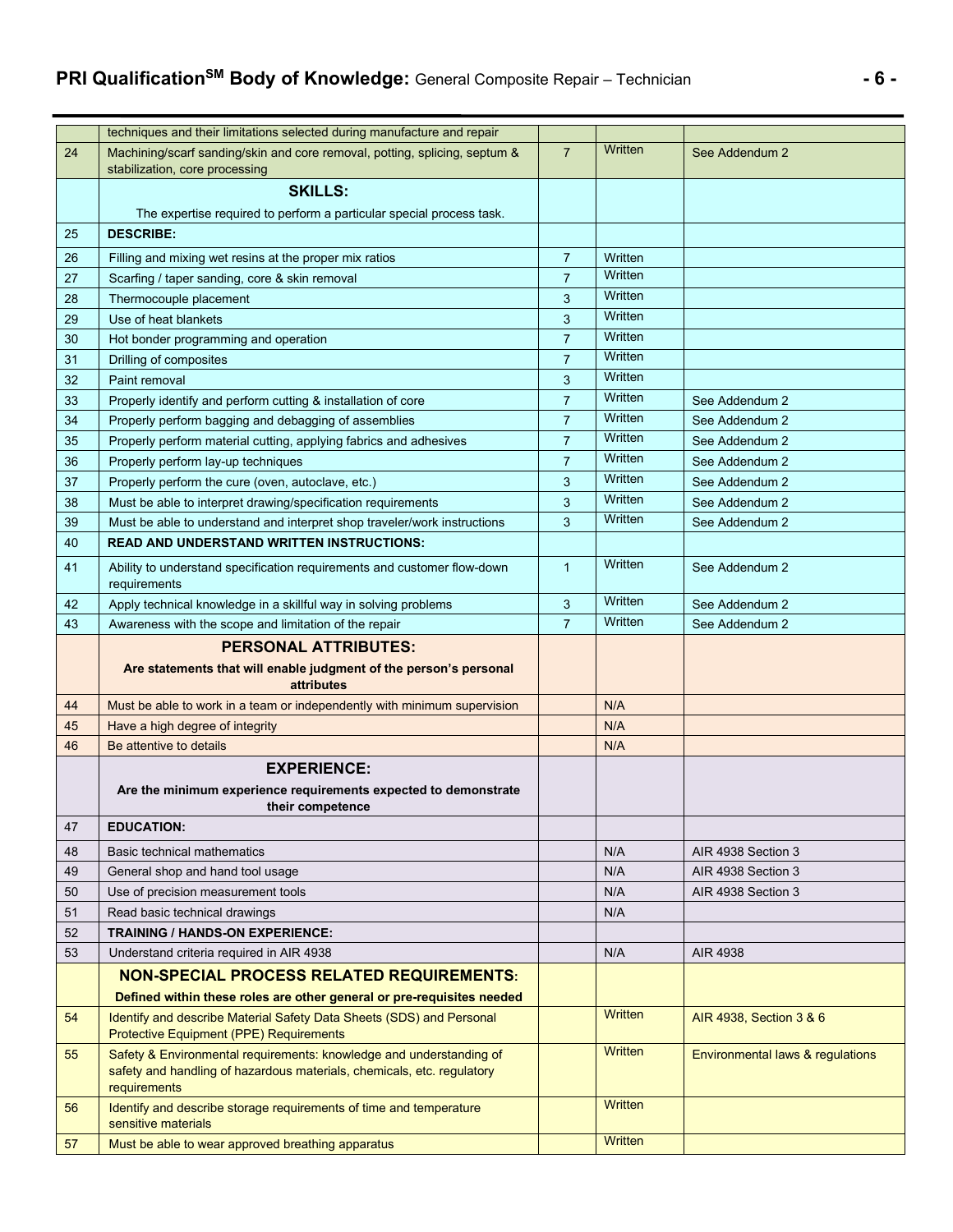| | | | | |
|---|---|---|---|---|
| | techniques and their limitations selected during manufacture and repair | | | |
| 24 | Machining/scarf sanding/skin and core removal, potting, splicing, septum & stabilization, core processing | 7 | Written | See Addendum 2 |
| | **SKILLS:** The expertise required to perform a particular special process task. | | | |
| 25 | **DESCRIBE:** | | | |
| 26 | Filling and mixing wet resins at the proper mix ratios | 7 | Written | |
| 27 | Scarfing / taper sanding, core & skin removal | 7 | Written | |
| 28 | Thermocouple placement | 3 | Written | |
| 29 | Use of heat blankets | 3 | Written | |
| 30 | Hot bonder programming and operation | 7 | Written | |
| 31 | Drilling of composites | 7 | Written | |
| 32 | Paint removal | 3 | Written | |
| 33 | Properly identify and perform cutting & installation of core | 7 | Written | See Addendum 2 |
| 34 | Properly perform bagging and debagging of assemblies | 7 | Written | See Addendum 2 |
| 35 | Properly perform material cutting, applying fabrics and adhesives | 7 | Written | See Addendum 2 |
| 36 | Properly perform lay-up techniques | 7 | Written | See Addendum 2 |
| 37 | Properly perform the cure (oven, autoclave, etc.) | 3 | Written | See Addendum 2 |
| 38 | Must be able to interpret drawing/specification requirements | 3 | Written | See Addendum 2 |
| 39 | Must be able to understand and interpret shop traveler/work instructions | 3 | Written | See Addendum 2 |
| 40 | **READ AND UNDERSTAND WRITTEN INSTRUCTIONS:** | | | |
| 41 | Ability to understand specification requirements and customer flow-down requirements | 1 | Written | See Addendum 2 |
| 42 | Apply technical knowledge in a skillful way in solving problems | 3 | Written | See Addendum 2 |
| 43 | Awareness with the scope and limitation of the repair | 7 | Written | See Addendum 2 |
| | **PERSONAL ATTRIBUTES:** **Are statements that will enable judgment of the person's personal attributes** | | | |
| 44 | Must be able to work in a team or independently with minimum supervision | | N/A | |
| 45 | Have a high degree of integrity | | N/A | |
| 46 | Be attentive to details | | N/A | |
| | **EXPERIENCE:** **Are the minimum experience requirements expected to demonstrate their competence** | | | |
| 47 | **EDUCATION:** | | | |
| 48 | Basic technical mathematics | | N/A | AIR 4938 Section 3 |
| 49 | General shop and hand tool usage | | N/A | AIR 4938 Section 3 |
| 50 | Use of precision measurement tools | | N/A | AIR 4938 Section 3 |
| 51 | Read basic technical drawings | | N/A | |
| 52 | **TRAINING / HANDS-ON EXPERIENCE:** | | | |
| 53 | Understand criteria required in AIR 4938 | | N/A | AIR 4938 |
| | **NON-SPECIAL PROCESS RELATED REQUIREMENTS:** **Defined within these roles are other general or pre-requisites needed** | | | |
| 54 | Identify and describe Material Safety Data Sheets (SDS) and Personal Protective Equipment (PPE) Requirements | | Written | AIR 4938, Section 3 & 6 |
| 55 | Safety & Environmental requirements: knowledge and understanding of safety and handling of hazardous materials, chemicals, etc. regulatory requirements | | Written | Environmental laws & regulations |
| 56 | Identify and describe storage requirements of time and temperature sensitive materials | | Written | |
| 57 | Must be able to wear approved breathing apparatus | | Written | |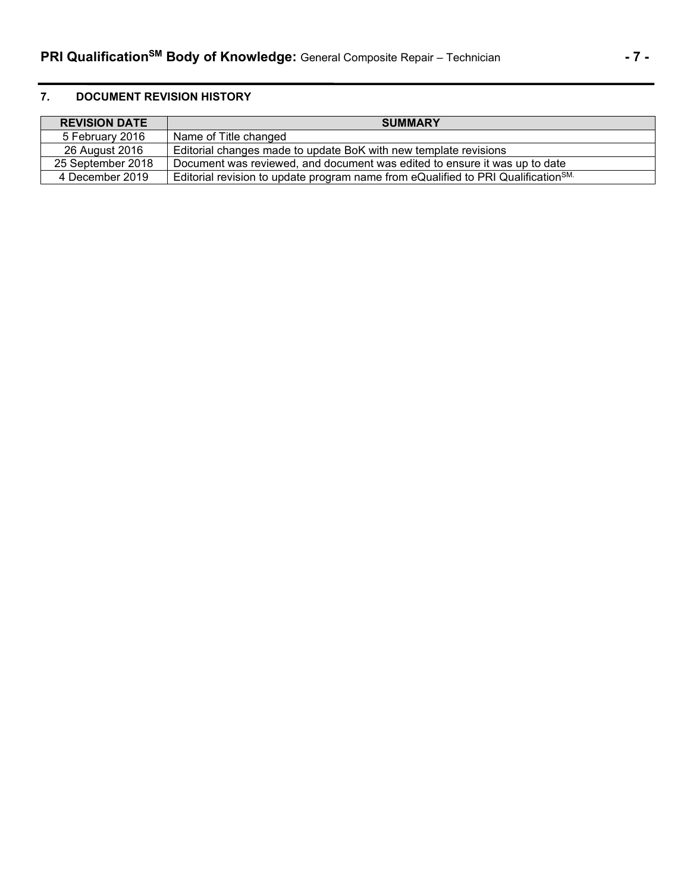## 7. DOCUMENT REVISION HISTORY

| REVISION DATE | SUMMARY |
| --- | --- |
| 5 February 2016 | Name of Title changed |
| 26 August 2016 | Editorial changes made to update BoK with new template revisions |
| 25 September 2018 | Document was reviewed, and document was edited to ensure it was up to date |
| 4 December 2019 | Editorial revision to update program name from eQualified to PRI Qualification[SM.] |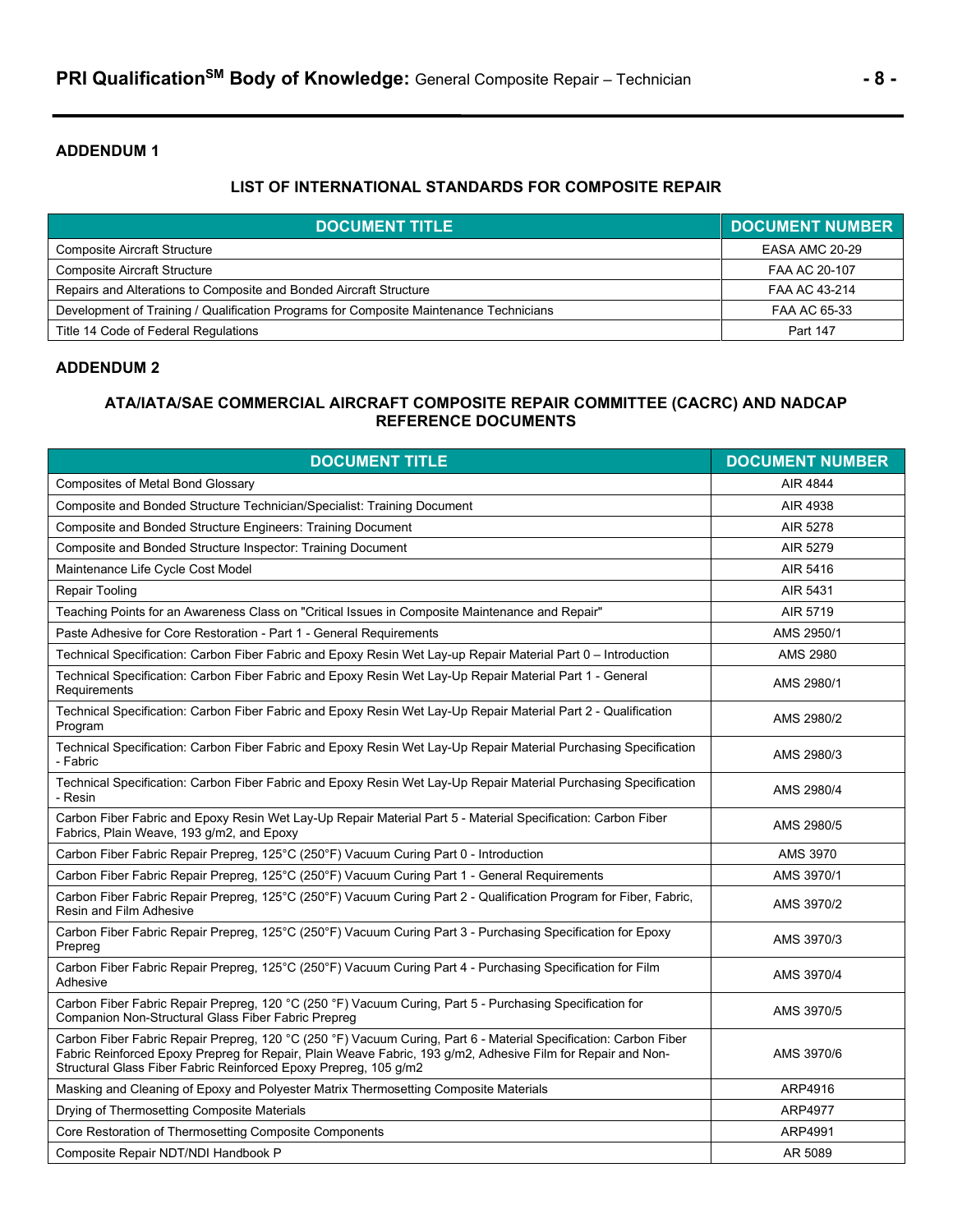## ADDENDUM 1

### LIST OF INTERNATIONAL STANDARDS FOR COMPOSITE REPAIR

| DOCUMENT TITLE | DOCUMENT NUMBER |
|---|---|
| Composite Aircraft Structure | EASA AMC 20-29 |
| Composite Aircraft Structure | FAA AC 20-107 |
| Repairs and Alterations to Composite and Bonded Aircraft Structure | FAA AC 43-214 |
| Development of Training / Qualification Programs for Composite Maintenance Technicians | FAA AC 65-33 |
| Title 14 Code of Federal Regulations | Part 147 |

## ADDENDUM 2

### ATA/IATA/SAE COMMERCIAL AIRCRAFT COMPOSITE REPAIR COMMITTEE (CACRC) AND NADCAP REFERENCE DOCUMENTS

| DOCUMENT TITLE | DOCUMENT NUMBER |
|---|---|
| Composites of Metal Bond Glossary | AIR 4844 |
| Composite and Bonded Structure Technician/Specialist: Training Document | AIR 4938 |
| Composite and Bonded Structure Engineers: Training Document | AIR 5278 |
| Composite and Bonded Structure Inspector: Training Document | AIR 5279 |
| Maintenance Life Cycle Cost Model | AIR 5416 |
| Repair Tooling | AIR 5431 |
| Teaching Points for an Awareness Class on "Critical Issues in Composite Maintenance and Repair" | AIR 5719 |
| Paste Adhesive for Core Restoration - Part 1 - General Requirements | AMS 2950/1 |
| Technical Specification: Carbon Fiber Fabric and Epoxy Resin Wet Lay-up Repair Material Part 0 – Introduction | AMS 2980 |
| Technical Specification: Carbon Fiber Fabric and Epoxy Resin Wet Lay-Up Repair Material Part 1 - General Requirements | AMS 2980/1 |
| Technical Specification: Carbon Fiber Fabric and Epoxy Resin Wet Lay-Up Repair Material Part 2 - Qualification Program | AMS 2980/2 |
| Technical Specification: Carbon Fiber Fabric and Epoxy Resin Wet Lay-Up Repair Material Purchasing Specification - Fabric | AMS 2980/3 |
| Technical Specification: Carbon Fiber Fabric and Epoxy Resin Wet Lay-Up Repair Material Purchasing Specification - Resin | AMS 2980/4 |
| Carbon Fiber Fabric and Epoxy Resin Wet Lay-Up Repair Material Part 5 - Material Specification: Carbon Fiber Fabrics, Plain Weave, 193 g/m2, and Epoxy | AMS 2980/5 |
| Carbon Fiber Fabric Repair Prepreg, 125°C (250°F) Vacuum Curing Part 0 - Introduction | AMS 3970 |
| Carbon Fiber Fabric Repair Prepreg, 125°C (250°F) Vacuum Curing Part 1 - General Requirements | AMS 3970/1 |
| Carbon Fiber Fabric Repair Prepreg, 125°C (250°F) Vacuum Curing Part 2 - Qualification Program for Fiber, Fabric, Resin and Film Adhesive | AMS 3970/2 |
| Carbon Fiber Fabric Repair Prepreg, 125°C (250°F) Vacuum Curing Part 3 - Purchasing Specification for Epoxy Prepreg | AMS 3970/3 |
| Carbon Fiber Fabric Repair Prepreg, 125°C (250°F) Vacuum Curing Part 4 - Purchasing Specification for Film Adhesive | AMS 3970/4 |
| Carbon Fiber Fabric Repair Prepreg, 120 °C (250 °F) Vacuum Curing, Part 5 - Purchasing Specification for Companion Non-Structural Glass Fiber Fabric Prepreg | AMS 3970/5 |
| Carbon Fiber Fabric Repair Prepreg, 120 °C (250 °F) Vacuum Curing, Part 6 - Material Specification: Carbon Fiber Fabric Reinforced Epoxy Prepreg for Repair, Plain Weave Fabric, 193 g/m2, Adhesive Film for Repair and Non-Structural Glass Fiber Fabric Reinforced Epoxy Prepreg, 105 g/m2 | AMS 3970/6 |
| Masking and Cleaning of Epoxy and Polyester Matrix Thermosetting Composite Materials | ARP4916 |
| Drying of Thermosetting Composite Materials | ARP4977 |
| Core Restoration of Thermosetting Composite Components | ARP4991 |
| Composite Repair NDT/NDI Handbook P | AR 5089 |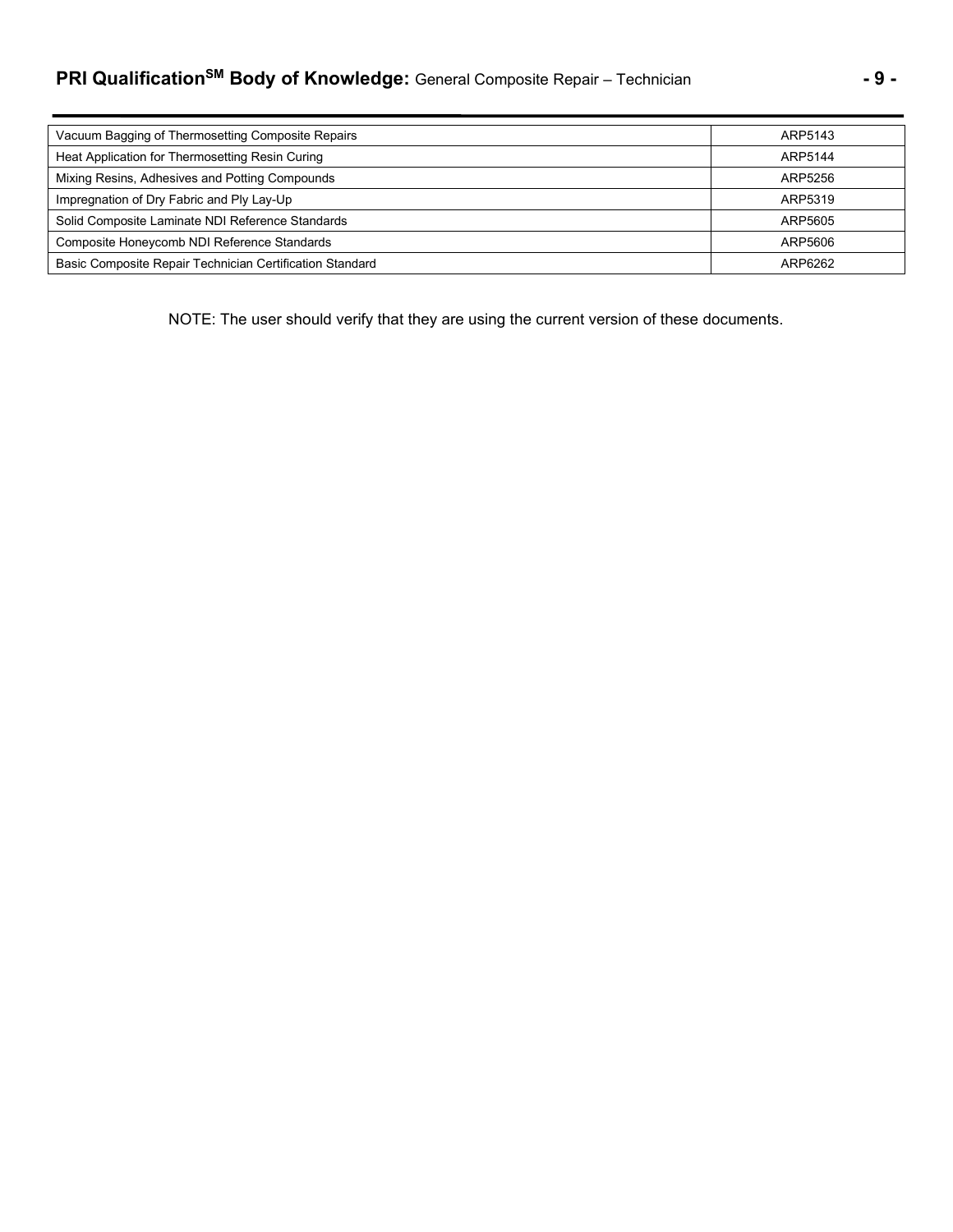| | |
|---|---|
| Vacuum Bagging of Thermosetting Composite Repairs | ARP5143 |
| Heat Application for Thermosetting Resin Curing | ARP5144 |
| Mixing Resins, Adhesives and Potting Compounds | ARP5256 |
| Impregnation of Dry Fabric and Ply Lay-Up | ARP5319 |
| Solid Composite Laminate NDI Reference Standards | ARP5605 |
| Composite Honeycomb NDI Reference Standards | ARP5606 |
| Basic Composite Repair Technician Certification Standard | ARP6262 |

NOTE: The user should verify that they are using the current version of these documents.